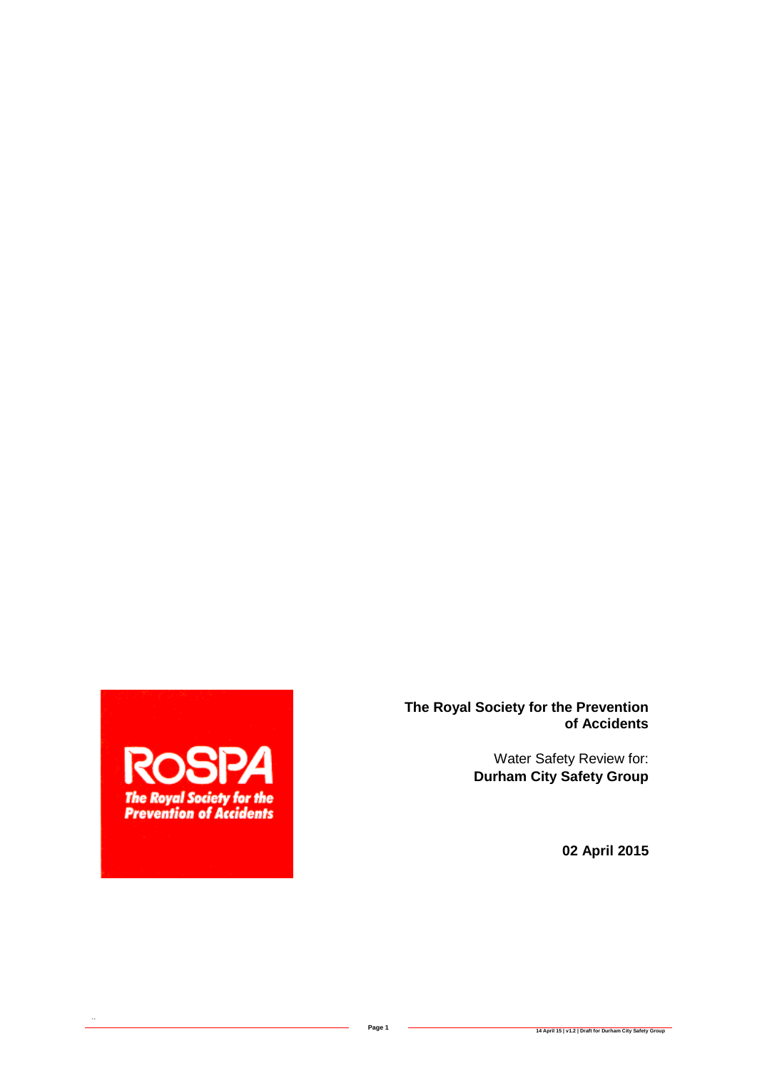**The Royal Society for the Prevention of Accidents**

Water Safety Review for:
**Durham City Safety Group**

**02 April 2015**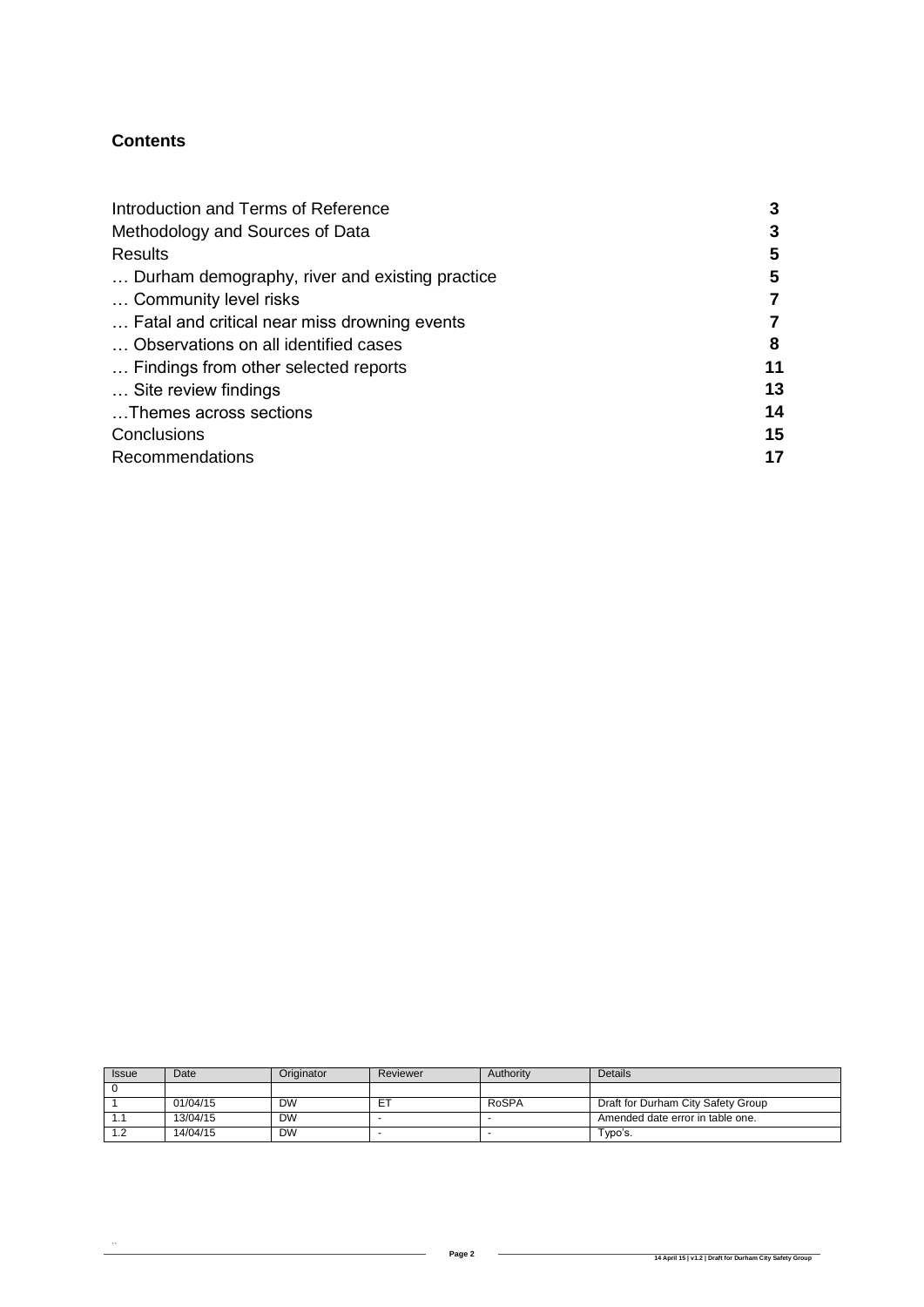## Contents

| | |
|---|---|
| Introduction and Terms of Reference | 3 |
| Methodology and Sources of Data | 3 |
| Results | 5 |
| … Durham demography, river and existing practice | 5 |
| … Community level risks | 7 |
| … Fatal and critical near miss drowning events | 7 |
| … Observations on all identified cases | 8 |
| … Findings from other selected reports | 11 |
| … Site review findings | 13 |
| …Themes across sections | 14 |
| Conclusions | 15 |
| Recommendations | 17 |

| Issue | Date | Originator | Reviewer | Authority | Details |
|---|---|---|---|---|---|
| 0 | | | | | |
| 1 | 01/04/15 | DW | ET | RoSPA | Draft for Durham City Safety Group |
| 1.1 | 13/04/15 | DW | - | - | Amended date error in table one. |
| 1.2 | 14/04/15 | DW | - | - | Typo's. |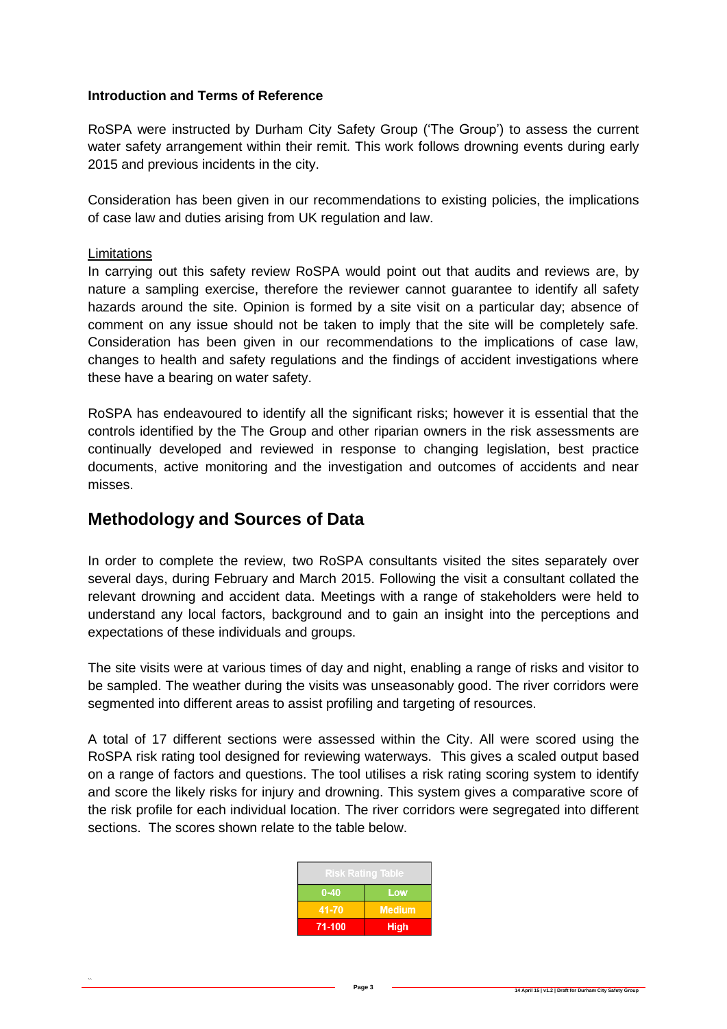**Introduction and Terms of Reference**

RoSPA were instructed by Durham City Safety Group ('The Group') to assess the current water safety arrangement within their remit. This work follows drowning events during early 2015 and previous incidents in the city.

Consideration has been given in our recommendations to existing policies, the implications of case law and duties arising from UK regulation and law.

Limitations

In carrying out this safety review RoSPA would point out that audits and reviews are, by nature a sampling exercise, therefore the reviewer cannot guarantee to identify all safety hazards around the site. Opinion is formed by a site visit on a particular day; absence of comment on any issue should not be taken to imply that the site will be completely safe. Consideration has been given in our recommendations to the implications of case law, changes to health and safety regulations and the findings of accident investigations where these have a bearing on water safety.

RoSPA has endeavoured to identify all the significant risks; however it is essential that the controls identified by the The Group and other riparian owners in the risk assessments are continually developed and reviewed in response to changing legislation, best practice documents, active monitoring and the investigation and outcomes of accidents and near misses.

## Methodology and Sources of Data

In order to complete the review, two RoSPA consultants visited the sites separately over several days, during February and March 2015. Following the visit a consultant collated the relevant drowning and accident data. Meetings with a range of stakeholders were held to understand any local factors, background and to gain an insight into the perceptions and expectations of these individuals and groups.

The site visits were at various times of day and night, enabling a range of risks and visitor to be sampled. The weather during the visits was unseasonably good. The river corridors were segmented into different areas to assist profiling and targeting of resources.

A total of 17 different sections were assessed within the City. All were scored using the RoSPA risk rating tool designed for reviewing waterways. This gives a scaled output based on a range of factors and questions. The tool utilises a risk rating scoring system to identify and score the likely risks for injury and drowning. This system gives a comparative score of the risk profile for each individual location. The river corridors were segregated into different sections. The scores shown relate to the table below.

| Risk Rating Table | |
|---|---|
| 0-40 | Low |
| 41-70 | Medium |
| 71-100 | High |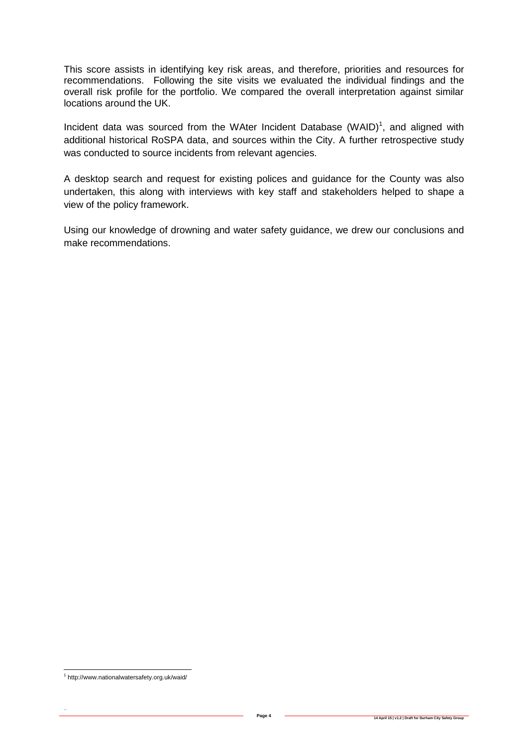This score assists in identifying key risk areas, and therefore, priorities and resources for recommendations. Following the site visits we evaluated the individual findings and the overall risk profile for the portfolio. We compared the overall interpretation against similar locations around the UK.

Incident data was sourced from the WAter Incident Database (WAID)[1], and aligned with additional historical RoSPA data, and sources within the City. A further retrospective study was conducted to source incidents from relevant agencies.

A desktop search and request for existing polices and guidance for the County was also undertaken, this along with interviews with key staff and stakeholders helped to shape a view of the policy framework.

Using our knowledge of drowning and water safety guidance, we drew our conclusions and make recommendations.

[1] http://www.nationalwatersafety.org.uk/waid/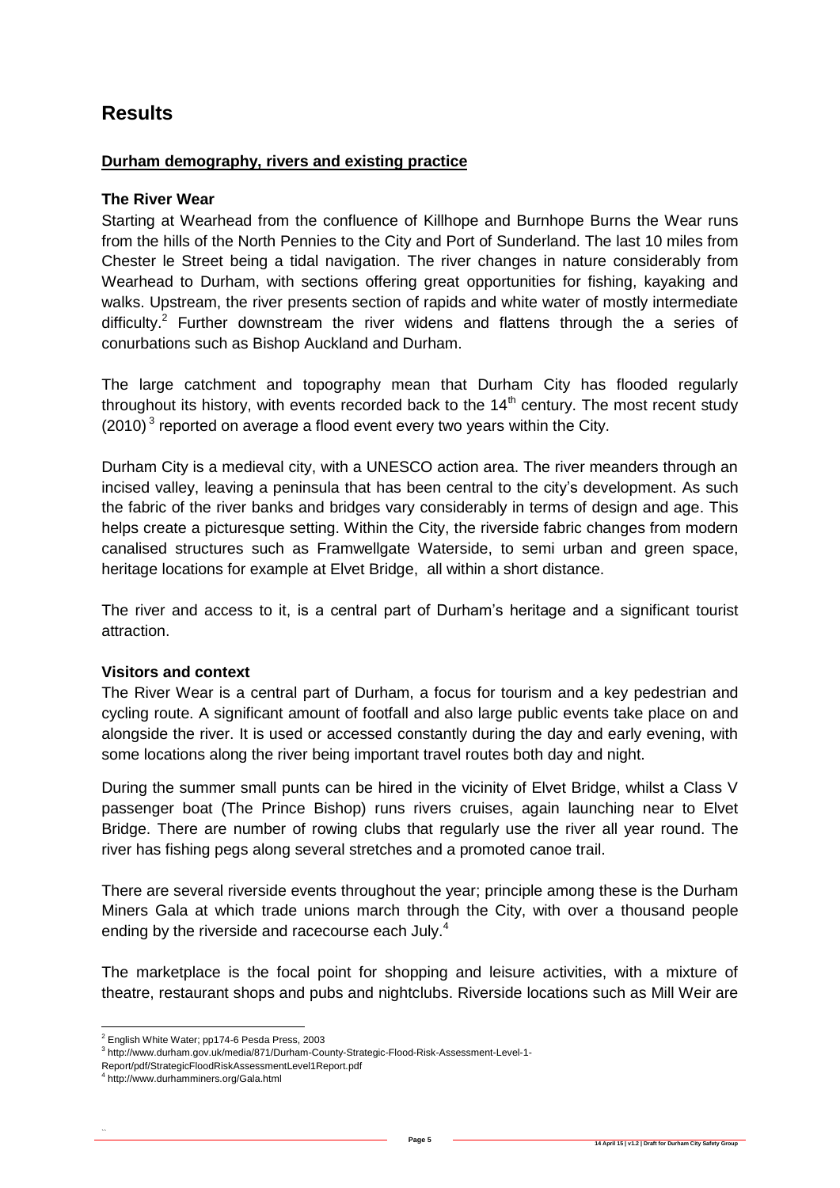# Results

## Durham demography, rivers and existing practice

### The River Wear

Starting at Wearhead from the confluence of Killhope and Burnhope Burns the Wear runs from the hills of the North Pennies to the City and Port of Sunderland. The last 10 miles from Chester le Street being a tidal navigation. The river changes in nature considerably from Wearhead to Durham, with sections offering great opportunities for fishing, kayaking and walks. Upstream, the river presents section of rapids and white water of mostly intermediate difficulty.[2] Further downstream the river widens and flattens through the a series of conurbations such as Bishop Auckland and Durham.

The large catchment and topography mean that Durham City has flooded regularly throughout its history, with events recorded back to the 14th century. The most recent study (2010)[3] reported on average a flood event every two years within the City.

Durham City is a medieval city, with a UNESCO action area. The river meanders through an incised valley, leaving a peninsula that has been central to the city's development. As such the fabric of the river banks and bridges vary considerably in terms of design and age. This helps create a picturesque setting. Within the City, the riverside fabric changes from modern canalised structures such as Framwellgate Waterside, to semi urban and green space, heritage locations for example at Elvet Bridge, all within a short distance.

The river and access to it, is a central part of Durham's heritage and a significant tourist attraction.

### Visitors and context

The River Wear is a central part of Durham, a focus for tourism and a key pedestrian and cycling route. A significant amount of footfall and also large public events take place on and alongside the river. It is used or accessed constantly during the day and early evening, with some locations along the river being important travel routes both day and night.

During the summer small punts can be hired in the vicinity of Elvet Bridge, whilst a Class V passenger boat (The Prince Bishop) runs rivers cruises, again launching near to Elvet Bridge. There are number of rowing clubs that regularly use the river all year round. The river has fishing pegs along several stretches and a promoted canoe trail.

There are several riverside events throughout the year; principle among these is the Durham Miners Gala at which trade unions march through the City, with over a thousand people ending by the riverside and racecourse each July.[4]

The marketplace is the focal point for shopping and leisure activities, with a mixture of theatre, restaurant shops and pubs and nightclubs. Riverside locations such as Mill Weir are

---

[2] English White Water; pp174-6 Pesda Press, 2003

[3] http://www.durham.gov.uk/media/871/Durham-County-Strategic-Flood-Risk-Assessment-Level-1-Report/pdf/StrategicFloodRiskAssessmentLevel1Report.pdf

[4] http://www.durhamminers.org/Gala.html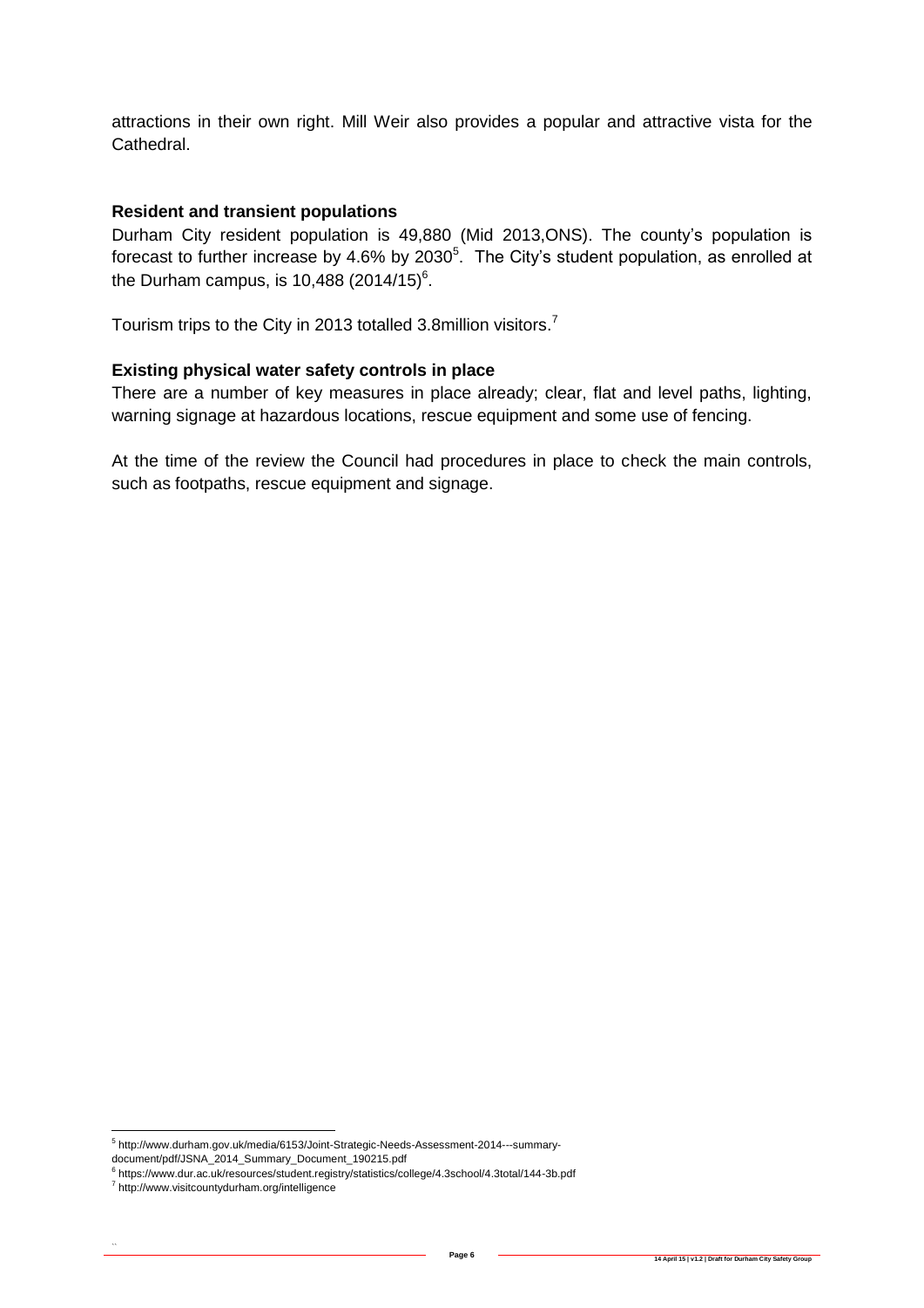attractions in their own right. Mill Weir also provides a popular and attractive vista for the Cathedral.

**Resident and transient populations**

Durham City resident population is 49,880 (Mid 2013,ONS). The county's population is forecast to further increase by 4.6% by 2030[5]. The City's student population, as enrolled at the Durham campus, is 10,488 (2014/15)[6].

Tourism trips to the City in 2013 totalled 3.8million visitors.[7]

**Existing physical water safety controls in place**

There are a number of key measures in place already; clear, flat and level paths, lighting, warning signage at hazardous locations, rescue equipment and some use of fencing.

At the time of the review the Council had procedures in place to check the main controls, such as footpaths, rescue equipment and signage.

[5] http://www.durham.gov.uk/media/6153/Joint-Strategic-Needs-Assessment-2014---summary-document/pdf/JSNA_2014_Summary_Document_190215.pdf

[6] https://www.dur.ac.uk/resources/student.registry/statistics/college/4.3school/4.3total/144-3b.pdf

[7] http://www.visitcountydurham.org/intelligence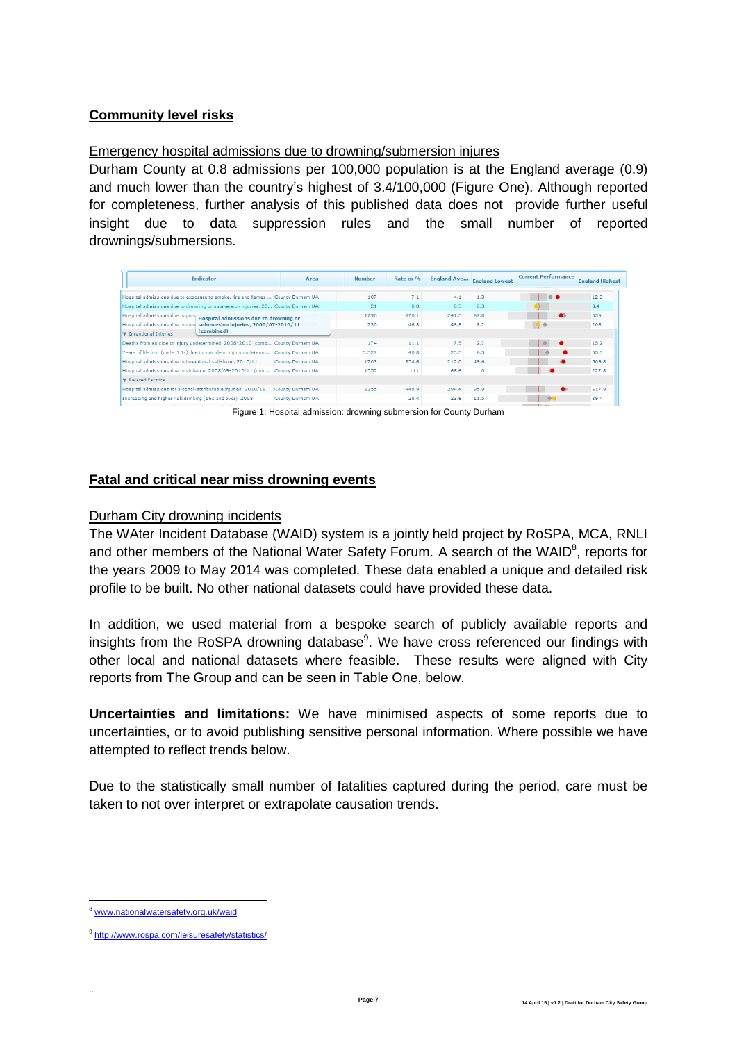## Community level risks

### Emergency hospital admissions due to drowning/submersion injures

Durham County at 0.8 admissions per 100,000 population is at the England average (0.9) and much lower than the country's highest of 3.4/100,000 (Figure One). Although reported for completeness, further analysis of this published data does not provide further useful insight due to data suppression rules and the small number of reported drownings/submersions.

| Indicator | Area | Number | Rate or % | England Ave... | England Lowest | Current Performance | England Highest |
|---|---|---|---|---|---|---|---|
| Hospital admissions due to exposure to smoke, fire and flames ... | County Durham UA | 107 | 7.1 | 4.1 | 1.3 | | 12.3 |
| Hospital admissions due to drowning or submersion injuries, 20... | County Durham UA | 21 | 0.8 | 0.9 | 0.3 | | 3.4 |
| Hospital admissions due to pois... | | 1790 | 370.1 | 241.5 | 67.8 | | 539 |
| Hospital admissions due to unin... | | 230 | 46.8 | 48.8 | 8.2 | | 206 |
| ▼ Intentional Injuries | | | | | | | |
| Deaths from suicide or injury undetermined, 2008-2010 (comb... | County Durham UA | 174 | 11.1 | 7.9 | 2.7 | | 15.2 |
| Years of life lost (under 75s) due to suicide or injury undetermi... | County Durham UA | 5,527 | 40.8 | 25.5 | 6.5 | | 55.5 |
| Hospital admissions due to intentional self-harm, 2010/11 | County Durham UA | 1703 | 354.6 | 212.0 | 49.6 | | 509.8 |
| Hospital admissions due to violence, 2008/09-2010/11 (com... | County Durham UA | 1552 | 111 | 68.6 | 0 | | 227.8 |
| ▼ Related Factors | | | | | | | |
| Hospital admissions for alcohol-attributable injuries, 2010/11 | County Durham UA | 2355 | 445.9 | 294.4 | 95.9 | | 617.9 |
| Increasing and higher risk drinking (16s and over), 2008 | County Durham UA | | 28.4 | 23.6 | 11.5 | | 39.4 |

Hospital admissions due to drowning or submersion injuries, 2006/07-2010/11 (combined)

Figure 1: Hospital admission: drowning submersion for County Durham

## Fatal and critical near miss drowning events

### Durham City drowning incidents

The WAter Incident Database (WAID) system is a jointly held project by RoSPA, MCA, RNLI and other members of the National Water Safety Forum. A search of the WAID[8], reports for the years 2009 to May 2014 was completed. These data enabled a unique and detailed risk profile to be built. No other national datasets could have provided these data.

In addition, we used material from a bespoke search of publicly available reports and insights from the RoSPA drowning database[9]. We have cross referenced our findings with other local and national datasets where feasible. These results were aligned with City reports from The Group and can be seen in Table One, below.

**Uncertainties and limitations:** We have minimised aspects of some reports due to uncertainties, or to avoid publishing sensitive personal information. Where possible we have attempted to reflect trends below.

Due to the statistically small number of fatalities captured during the period, care must be taken to not over interpret or extrapolate causation trends.

---

[8] www.nationalwatersafety.org.uk/waid

[9] http://www.rospa.com/leisuresafety/statistics/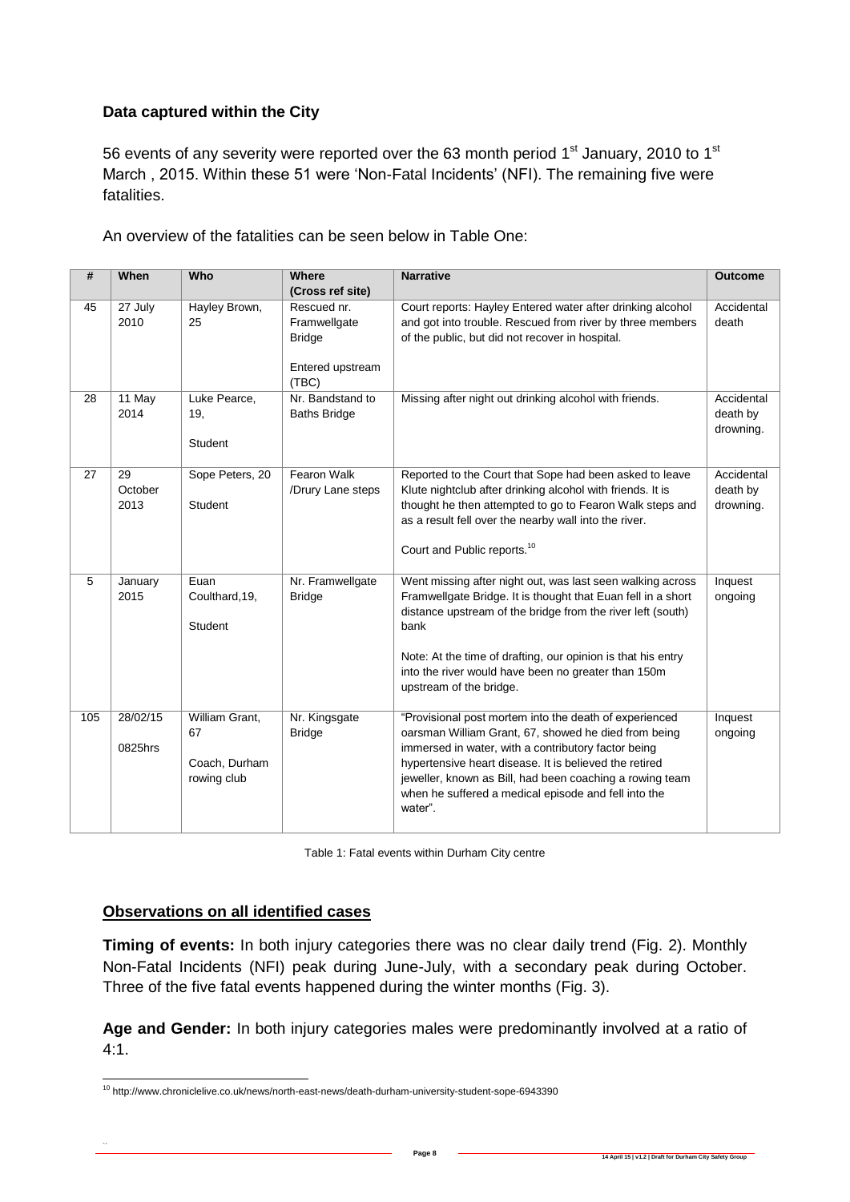### Data captured within the City

56 events of any severity were reported over the 63 month period 1st January, 2010 to 1st March , 2015. Within these 51 were 'Non-Fatal Incidents' (NFI). The remaining five were fatalities.

An overview of the fatalities can be seen below in Table One:

| # | When | Who | Where (Cross ref site) | Narrative | Outcome |
|---|---|---|---|---|---|
| 45 | 27 July 2010 | Hayley Brown, 25 | Rescued nr. Framwellgate Bridge<br><br>Entered upstream (TBC) | Court reports: Hayley Entered water after drinking alcohol and got into trouble. Rescued from river by three members of the public, but did not recover in hospital. | Accidental death |
| 28 | 11 May 2014 | Luke Pearce, 19,<br><br>Student | Nr. Bandstand to Baths Bridge | Missing after night out drinking alcohol with friends. | Accidental death by drowning. |
| 27 | 29 October 2013 | Sope Peters, 20<br><br>Student | Fearon Walk /Drury Lane steps | Reported to the Court that Sope had been asked to leave Klute nightclub after drinking alcohol with friends. It is thought he then attempted to go to Fearon Walk steps and as a result fell over the nearby wall into the river.<br><br>Court and Public reports.[10] | Accidental death by drowning. |
| 5 | January 2015 | Euan Coulthard,19,<br><br>Student | Nr. Framwellgate Bridge | Went missing after night out, was last seen walking across Framwellgate Bridge. It is thought that Euan fell in a short distance upstream of the bridge from the river left (south) bank<br><br>Note: At the time of drafting, our opinion is that his entry into the river would have been no greater than 150m upstream of the bridge. | Inquest ongoing |
| 105 | 28/02/15<br><br>0825hrs | William Grant, 67<br><br>Coach, Durham rowing club | Nr. Kingsgate Bridge | "Provisional post mortem into the death of experienced oarsman William Grant, 67, showed he died from being immersed in water, with a contributory factor being hypertensive heart disease. It is believed the retired jeweller, known as Bill, had been coaching a rowing team when he suffered a medical episode and fell into the water". | Inquest ongoing |

Table 1: Fatal events within Durham City centre

### Observations on all identified cases

**Timing of events:** In both injury categories there was no clear daily trend (Fig. 2). Monthly Non-Fatal Incidents (NFI) peak during June-July, with a secondary peak during October. Three of the five fatal events happened during the winter months (Fig. 3).

**Age and Gender:** In both injury categories males were predominantly involved at a ratio of 4:1.

[10] http://www.chroniclelive.co.uk/news/north-east-news/death-durham-university-student-sope-6943390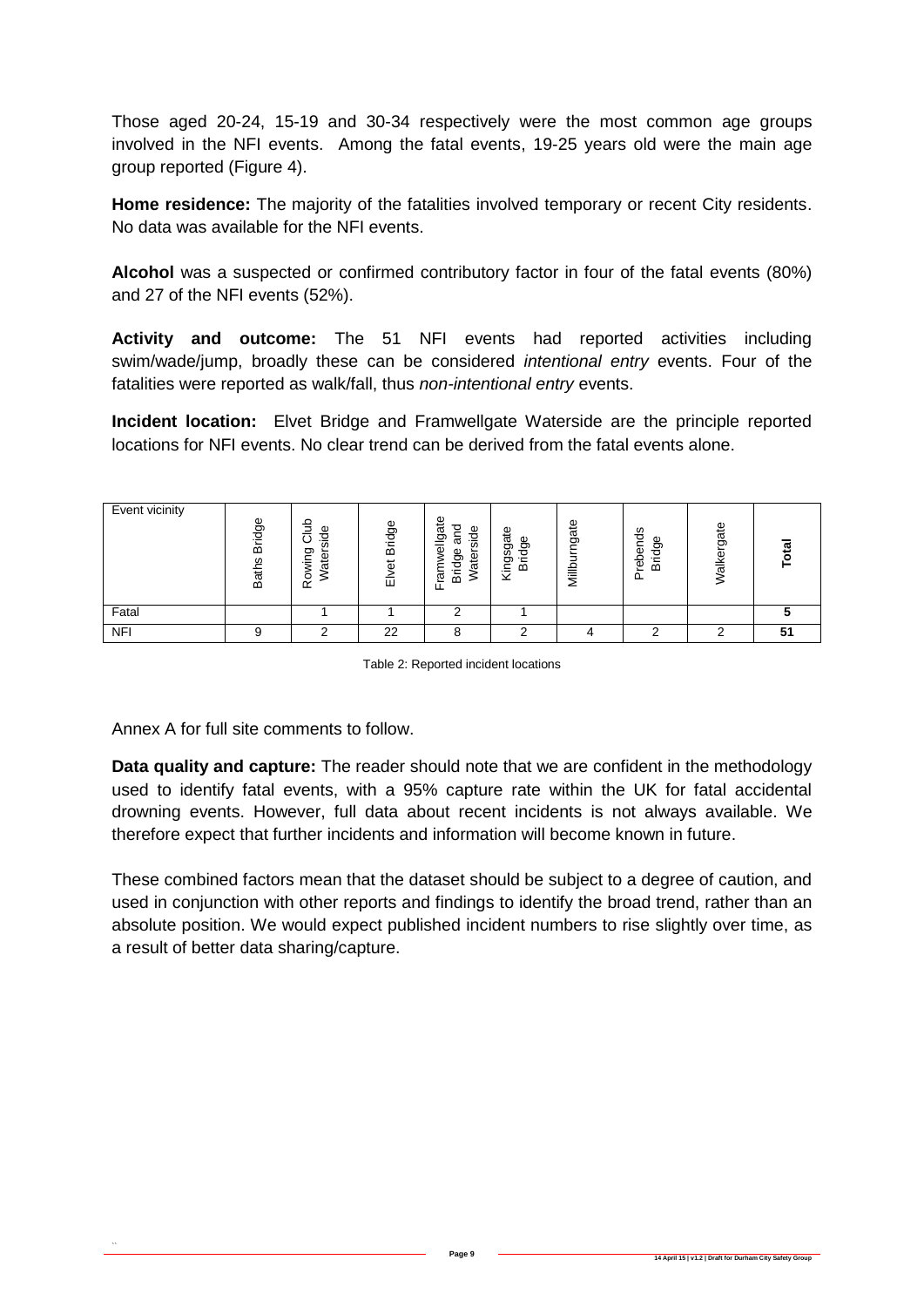Those aged 20-24, 15-19 and 30-34 respectively were the most common age groups involved in the NFI events. Among the fatal events, 19-25 years old were the main age group reported (Figure 4).

**Home residence:** The majority of the fatalities involved temporary or recent City residents. No data was available for the NFI events.

**Alcohol** was a suspected or confirmed contributory factor in four of the fatal events (80%) and 27 of the NFI events (52%).

**Activity and outcome:** The 51 NFI events had reported activities including swim/wade/jump, broadly these can be considered *intentional entry* events. Four of the fatalities were reported as walk/fall, thus *non-intentional entry* events.

**Incident location:** Elvet Bridge and Framwellgate Waterside are the principle reported locations for NFI events. No clear trend can be derived from the fatal events alone.

| Event vicinity | Baths Bridge | Rowing Club Waterside | Elvet Bridge | Framwellgate Bridge and Waterside | Kingsgate Bridge | Millburngate | Prebends Bridge | Walkergate | **Total** |
|---|---|---|---|---|---|---|---|---|---|
| Fatal | | 1 | 1 | 2 | 1 | | | | **5** |
| NFI | 9 | 2 | 22 | 8 | 2 | 4 | 2 | 2 | **51** |

Table 2: Reported incident locations

Annex A for full site comments to follow.

**Data quality and capture:** The reader should note that we are confident in the methodology used to identify fatal events, with a 95% capture rate within the UK for fatal accidental drowning events. However, full data about recent incidents is not always available. We therefore expect that further incidents and information will become known in future.

These combined factors mean that the dataset should be subject to a degree of caution, and used in conjunction with other reports and findings to identify the broad trend, rather than an absolute position. We would expect published incident numbers to rise slightly over time, as a result of better data sharing/capture.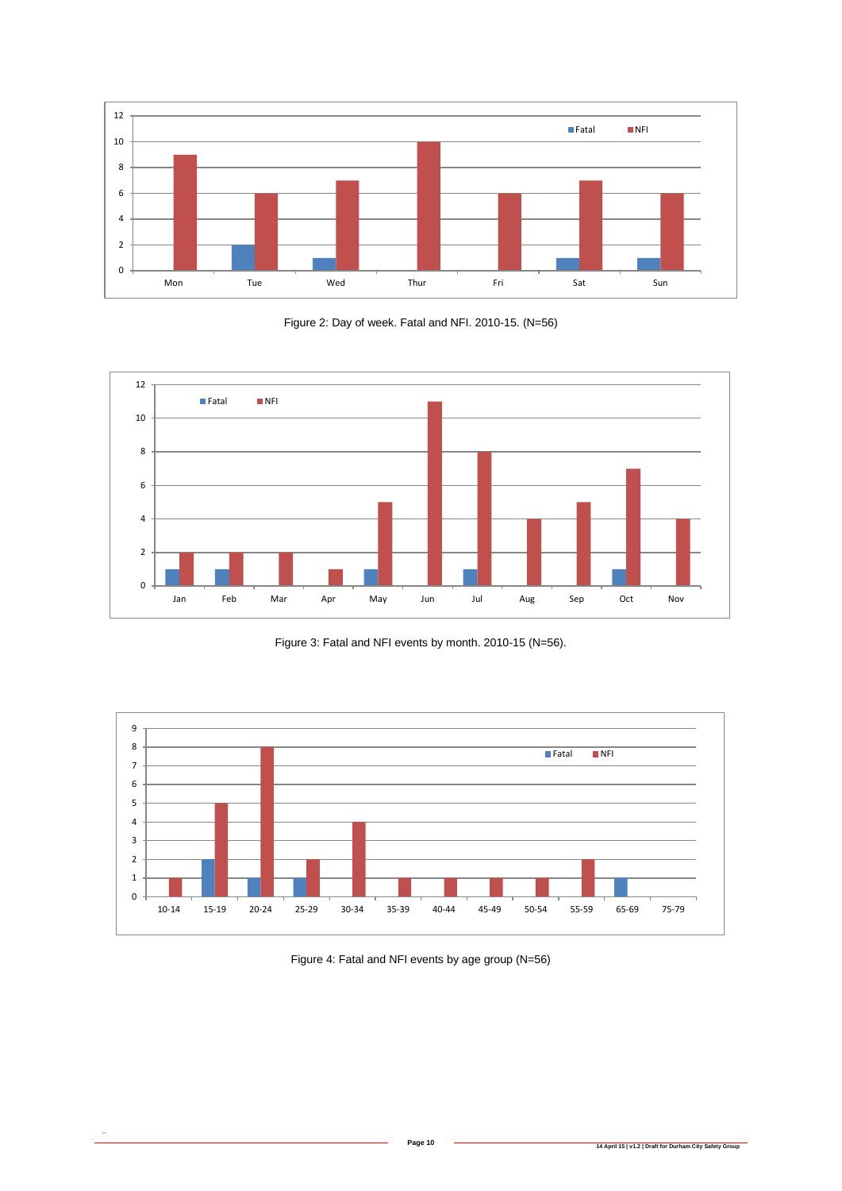Figure 2: Day of week. Fatal and NFI. 2010-15. (N=56)

Figure 3: Fatal and NFI events by month. 2010-15 (N=56).

Figure 4: Fatal and NFI events by age group (N=56)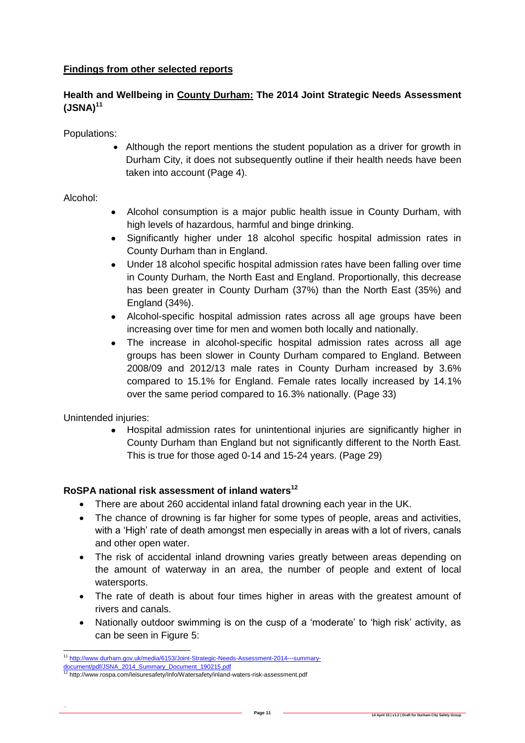## Findings from other selected reports

### Health and Wellbeing in County Durham: The 2014 Joint Strategic Needs Assessment (JSNA)[11]

Populations:

- Although the report mentions the student population as a driver for growth in Durham City, it does not subsequently outline if their health needs have been taken into account (Page 4).

Alcohol:

- Alcohol consumption is a major public health issue in County Durham, with high levels of hazardous, harmful and binge drinking.
- Significantly higher under 18 alcohol specific hospital admission rates in County Durham than in England.
- Under 18 alcohol specific hospital admission rates have been falling over time in County Durham, the North East and England. Proportionally, this decrease has been greater in County Durham (37%) than the North East (35%) and England (34%).
- Alcohol-specific hospital admission rates across all age groups have been increasing over time for men and women both locally and nationally.
- The increase in alcohol-specific hospital admission rates across all age groups has been slower in County Durham compared to England. Between 2008/09 and 2012/13 male rates in County Durham increased by 3.6% compared to 15.1% for England. Female rates locally increased by 14.1% over the same period compared to 16.3% nationally. (Page 33)

Unintended injuries:

- Hospital admission rates for unintentional injuries are significantly higher in County Durham than England but not significantly different to the North East. This is true for those aged 0-14 and 15-24 years. (Page 29)

### RoSPA national risk assessment of inland waters[12]

- There are about 260 accidental inland fatal drowning each year in the UK.
- The chance of drowning is far higher for some types of people, areas and activities, with a 'High' rate of death amongst men especially in areas with a lot of rivers, canals and other open water.
- The risk of accidental inland drowning varies greatly between areas depending on the amount of waterway in an area, the number of people and extent of local watersports.
- The rate of death is about four times higher in areas with the greatest amount of rivers and canals.
- Nationally outdoor swimming is on the cusp of a 'moderate' to 'high risk' activity, as can be seen in Figure 5:

---

[11] http://www.durham.gov.uk/media/6153/Joint-Strategic-Needs-Assessment-2014---summary-document/pdf/JSNA_2014_Summary_Document_190215.pdf

[12] http://www.rospa.com/leisuresafety/Info/Watersafety/inland-waters-risk-assessment.pdf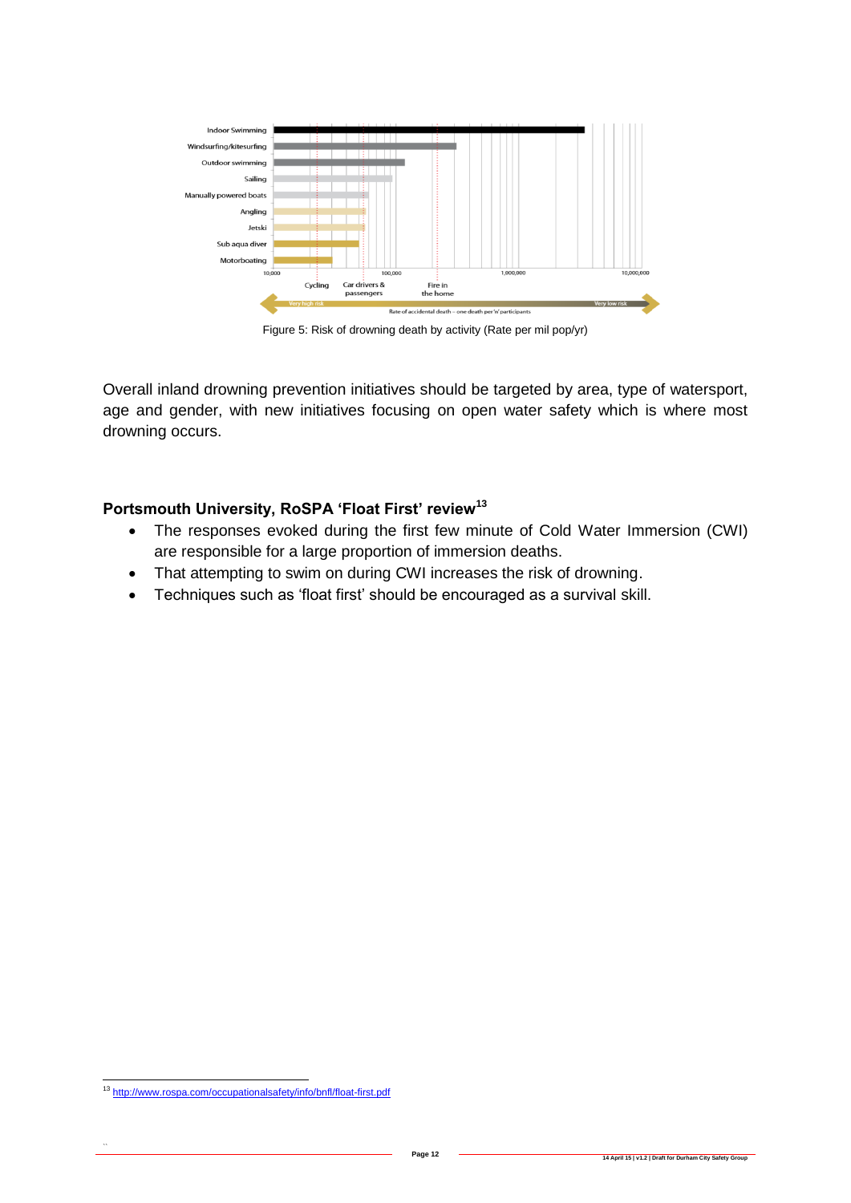Figure 5: Risk of drowning death by activity (Rate per mil pop/yr)

Overall inland drowning prevention initiatives should be targeted by area, type of watersport, age and gender, with new initiatives focusing on open water safety which is where most drowning occurs.

## Portsmouth University, RoSPA 'Float First' review[13]

- The responses evoked during the first few minute of Cold Water Immersion (CWI) are responsible for a large proportion of immersion deaths.
- That attempting to swim on during CWI increases the risk of drowning.
- Techniques such as 'float first' should be encouraged as a survival skill.

[13] http://www.rospa.com/occupationalsafety/info/bnfl/float-first.pdf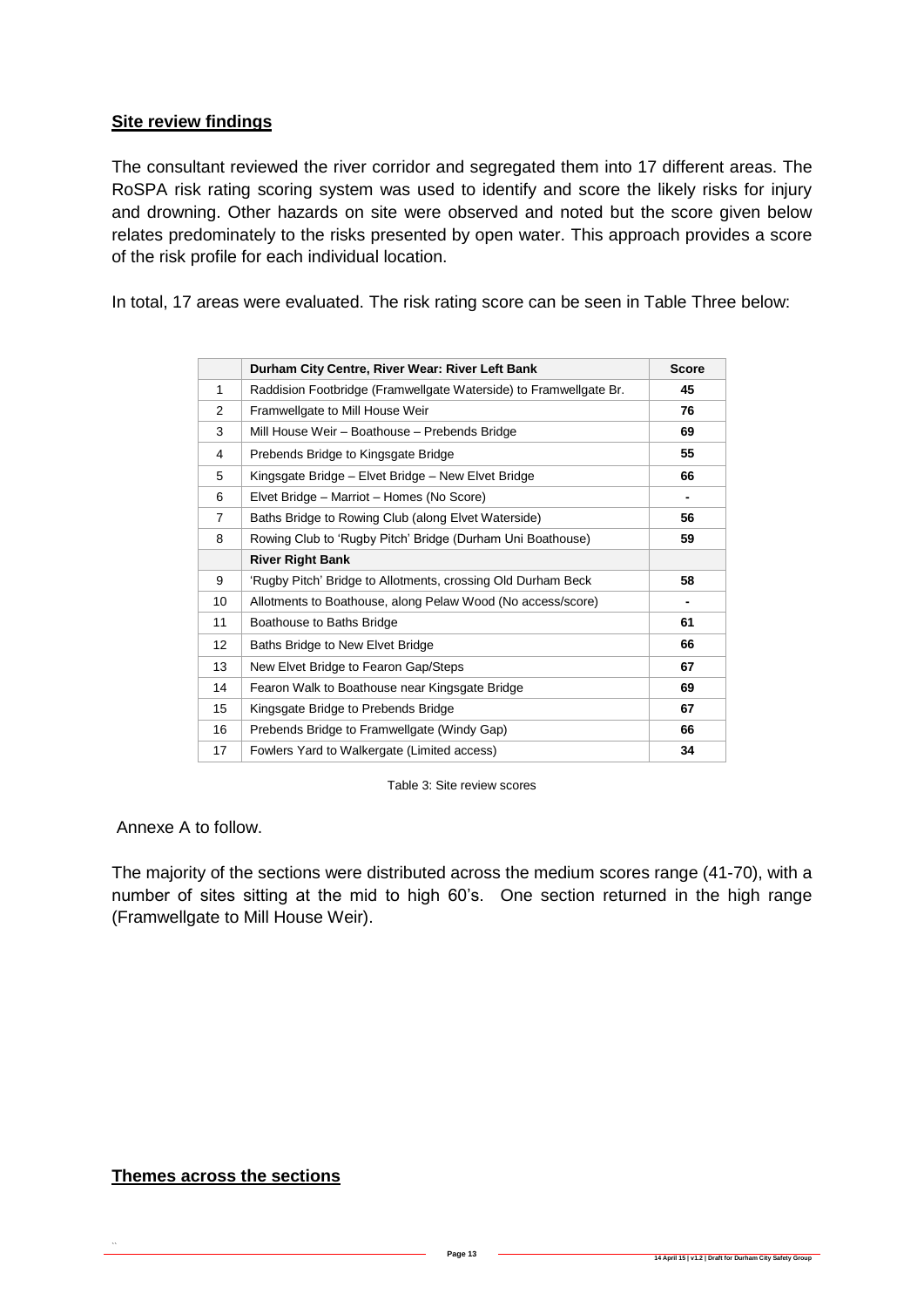## Site review findings

The consultant reviewed the river corridor and segregated them into 17 different areas. The RoSPA risk rating scoring system was used to identify and score the likely risks for injury and drowning. Other hazards on site were observed and noted but the score given below relates predominately to the risks presented by open water. This approach provides a score of the risk profile for each individual location.

In total, 17 areas were evaluated. The risk rating score can be seen in Table Three below:

| | **Durham City Centre, River Wear: River Left Bank** | **Score** |
|---|---|---|
| 1 | Raddision Footbridge (Framwellgate Waterside) to Framwellgate Br. | **45** |
| 2 | Framwellgate to Mill House Weir | **76** |
| 3 | Mill House Weir – Boathouse – Prebends Bridge | **69** |
| 4 | Prebends Bridge to Kingsgate Bridge | **55** |
| 5 | Kingsgate Bridge – Elvet Bridge – New Elvet Bridge | **66** |
| 6 | Elvet Bridge – Marriot – Homes (No Score) | **-** |
| 7 | Baths Bridge to Rowing Club (along Elvet Waterside) | **56** |
| 8 | Rowing Club to 'Rugby Pitch' Bridge (Durham Uni Boathouse) | **59** |
| | **River Right Bank** | |
| 9 | 'Rugby Pitch' Bridge to Allotments, crossing Old Durham Beck | **58** |
| 10 | Allotments to Boathouse, along Pelaw Wood (No access/score) | **-** |
| 11 | Boathouse to Baths Bridge | **61** |
| 12 | Baths Bridge to New Elvet Bridge | **66** |
| 13 | New Elvet Bridge to Fearon Gap/Steps | **67** |
| 14 | Fearon Walk to Boathouse near Kingsgate Bridge | **69** |
| 15 | Kingsgate Bridge to Prebends Bridge | **67** |
| 16 | Prebends Bridge to Framwellgate (Windy Gap) | **66** |
| 17 | Fowlers Yard to Walkergate (Limited access) | **34** |

Table 3: Site review scores

Annexe A to follow.

The majority of the sections were distributed across the medium scores range (41-70), with a number of sites sitting at the mid to high 60's. One section returned in the high range (Framwellgate to Mill House Weir).

## Themes across the sections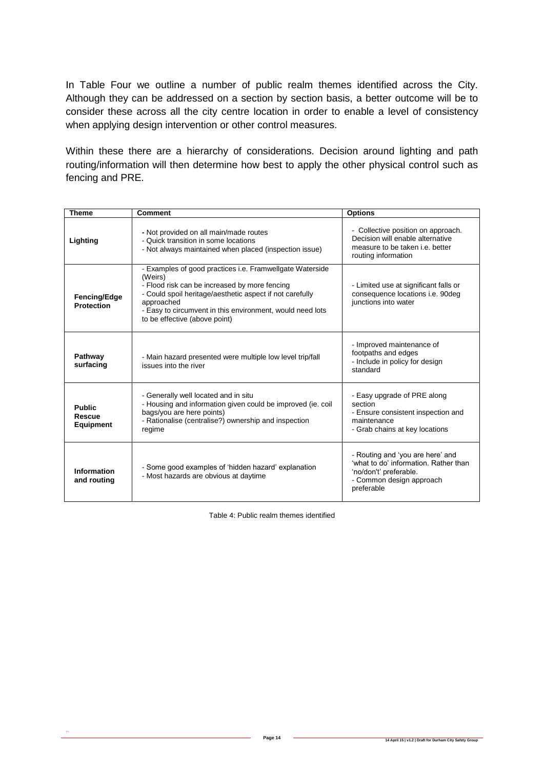In Table Four we outline a number of public realm themes identified across the City. Although they can be addressed on a section by section basis, a better outcome will be to consider these across all the city centre location in order to enable a level of consistency when applying design intervention or other control measures.

Within these there are a hierarchy of considerations. Decision around lighting and path routing/information will then determine how best to apply the other physical control such as fencing and PRE.

| Theme | Comment | Options |
|---|---|---|
| **Lighting** | - Not provided on all main/made routes<br>- Quick transition in some locations<br>- Not always maintained when placed (inspection issue) | - Collective position on approach. Decision will enable alternative measure to be taken i.e. better routing information |
| **Fencing/Edge Protection** | - Examples of good practices i.e. Framwellgate Waterside (Weirs)<br>- Flood risk can be increased by more fencing<br>- Could spoil heritage/aesthetic aspect if not carefully approached<br>- Easy to circumvent in this environment, would need lots to be effective (above point) | - Limited use at significant falls or consequence locations i.e. 90deg junctions into water |
| **Pathway surfacing** | - Main hazard presented were multiple low level trip/fall issues into the river | - Improved maintenance of footpaths and edges<br>- Include in policy for design standard |
| **Public Rescue Equipment** | - Generally well located and in situ<br>- Housing and information given could be improved (ie. coil bags/you are here points)<br>- Rationalise (centralise?) ownership and inspection regime | - Easy upgrade of PRE along section<br>- Ensure consistent inspection and maintenance<br>- Grab chains at key locations |
| **Information and routing** | - Some good examples of 'hidden hazard' explanation<br>- Most hazards are obvious at daytime | - Routing and 'you are here' and 'what to do' information. Rather than 'no/don't' preferable.<br>- Common design approach preferable |

Table 4: Public realm themes identified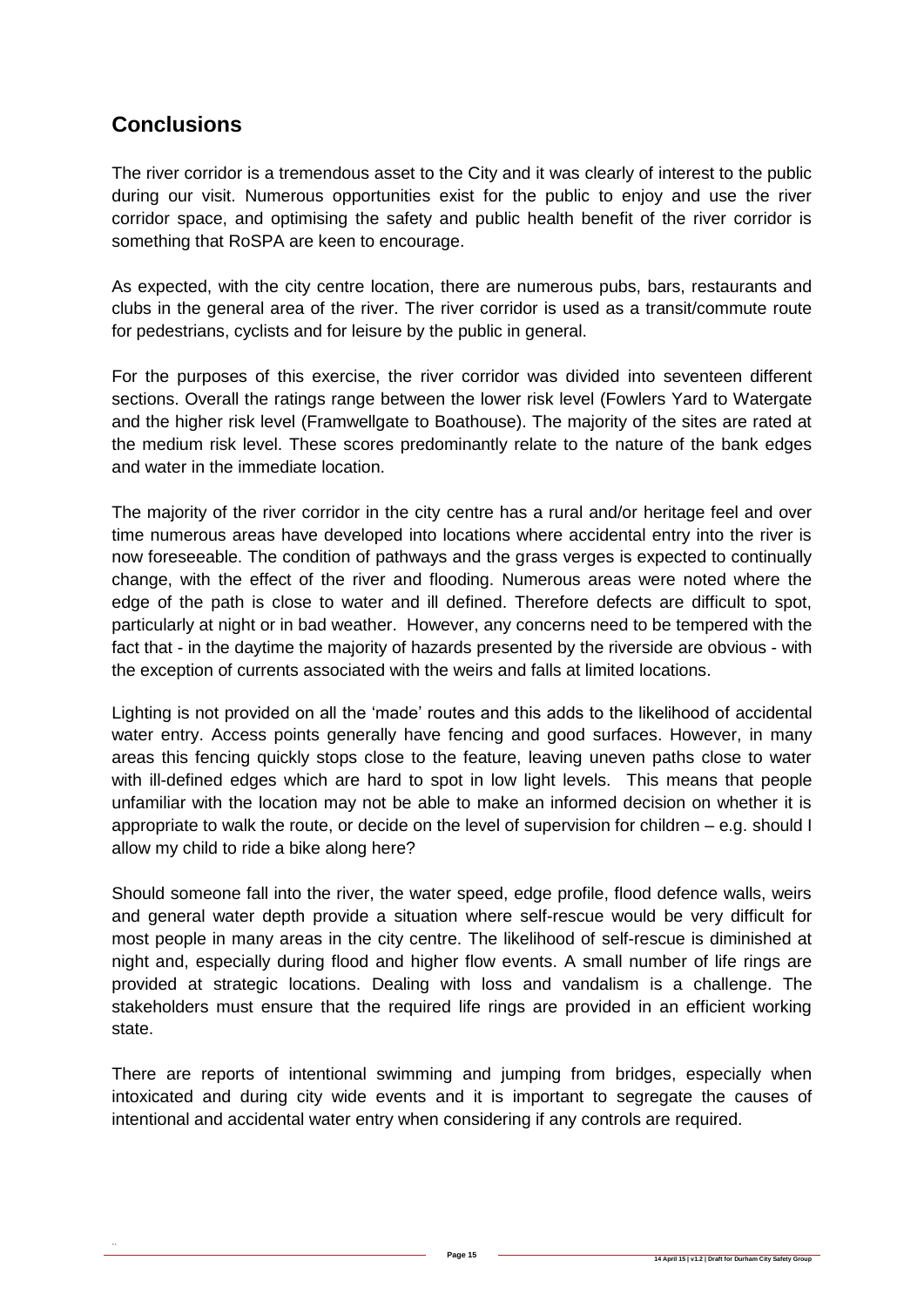## Conclusions

The river corridor is a tremendous asset to the City and it was clearly of interest to the public during our visit. Numerous opportunities exist for the public to enjoy and use the river corridor space, and optimising the safety and public health benefit of the river corridor is something that RoSPA are keen to encourage.

As expected, with the city centre location, there are numerous pubs, bars, restaurants and clubs in the general area of the river. The river corridor is used as a transit/commute route for pedestrians, cyclists and for leisure by the public in general.

For the purposes of this exercise, the river corridor was divided into seventeen different sections. Overall the ratings range between the lower risk level (Fowlers Yard to Watergate and the higher risk level (Framwellgate to Boathouse). The majority of the sites are rated at the medium risk level. These scores predominantly relate to the nature of the bank edges and water in the immediate location.

The majority of the river corridor in the city centre has a rural and/or heritage feel and over time numerous areas have developed into locations where accidental entry into the river is now foreseeable. The condition of pathways and the grass verges is expected to continually change, with the effect of the river and flooding. Numerous areas were noted where the edge of the path is close to water and ill defined. Therefore defects are difficult to spot, particularly at night or in bad weather. However, any concerns need to be tempered with the fact that - in the daytime the majority of hazards presented by the riverside are obvious - with the exception of currents associated with the weirs and falls at limited locations.

Lighting is not provided on all the 'made' routes and this adds to the likelihood of accidental water entry. Access points generally have fencing and good surfaces. However, in many areas this fencing quickly stops close to the feature, leaving uneven paths close to water with ill-defined edges which are hard to spot in low light levels. This means that people unfamiliar with the location may not be able to make an informed decision on whether it is appropriate to walk the route, or decide on the level of supervision for children – e.g. should I allow my child to ride a bike along here?

Should someone fall into the river, the water speed, edge profile, flood defence walls, weirs and general water depth provide a situation where self-rescue would be very difficult for most people in many areas in the city centre. The likelihood of self-rescue is diminished at night and, especially during flood and higher flow events. A small number of life rings are provided at strategic locations. Dealing with loss and vandalism is a challenge. The stakeholders must ensure that the required life rings are provided in an efficient working state.

There are reports of intentional swimming and jumping from bridges, especially when intoxicated and during city wide events and it is important to segregate the causes of intentional and accidental water entry when considering if any controls are required.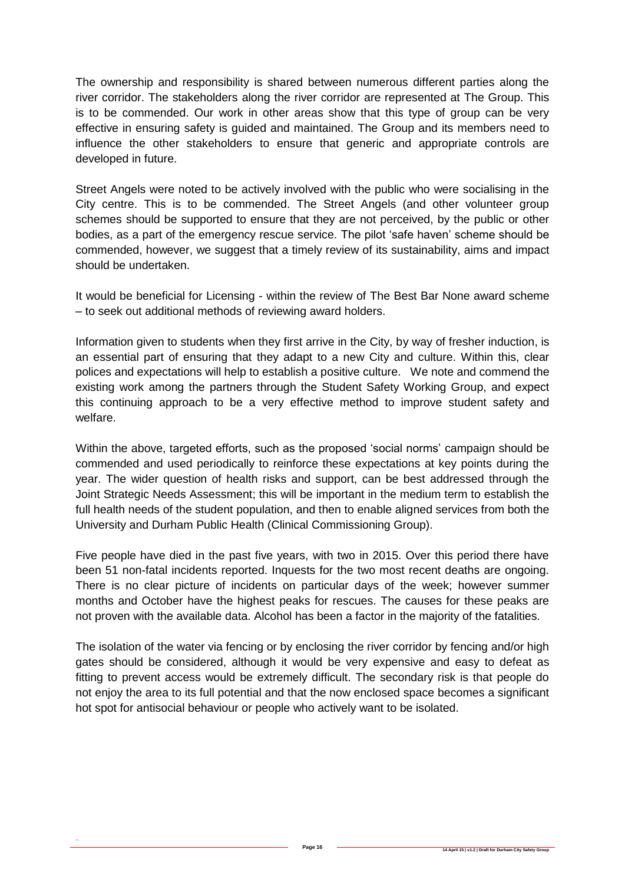The ownership and responsibility is shared between numerous different parties along the river corridor. The stakeholders along the river corridor are represented at The Group. This is to be commended. Our work in other areas show that this type of group can be very effective in ensuring safety is guided and maintained. The Group and its members need to influence the other stakeholders to ensure that generic and appropriate controls are developed in future.

Street Angels were noted to be actively involved with the public who were socialising in the City centre. This is to be commended. The Street Angels (and other volunteer group schemes should be supported to ensure that they are not perceived, by the public or other bodies, as a part of the emergency rescue service. The pilot 'safe haven' scheme should be commended, however, we suggest that a timely review of its sustainability, aims and impact should be undertaken.

It would be beneficial for Licensing - within the review of The Best Bar None award scheme – to seek out additional methods of reviewing award holders.

Information given to students when they first arrive in the City, by way of fresher induction, is an essential part of ensuring that they adapt to a new City and culture. Within this, clear polices and expectations will help to establish a positive culture. We note and commend the existing work among the partners through the Student Safety Working Group, and expect this continuing approach to be a very effective method to improve student safety and welfare.

Within the above, targeted efforts, such as the proposed 'social norms' campaign should be commended and used periodically to reinforce these expectations at key points during the year. The wider question of health risks and support, can be best addressed through the Joint Strategic Needs Assessment; this will be important in the medium term to establish the full health needs of the student population, and then to enable aligned services from both the University and Durham Public Health (Clinical Commissioning Group).

Five people have died in the past five years, with two in 2015. Over this period there have been 51 non-fatal incidents reported. Inquests for the two most recent deaths are ongoing. There is no clear picture of incidents on particular days of the week; however summer months and October have the highest peaks for rescues. The causes for these peaks are not proven with the available data. Alcohol has been a factor in the majority of the fatalities.

The isolation of the water via fencing or by enclosing the river corridor by fencing and/or high gates should be considered, although it would be very expensive and easy to defeat as fitting to prevent access would be extremely difficult. The secondary risk is that people do not enjoy the area to its full potential and that the now enclosed space becomes a significant hot spot for antisocial behaviour or people who actively want to be isolated.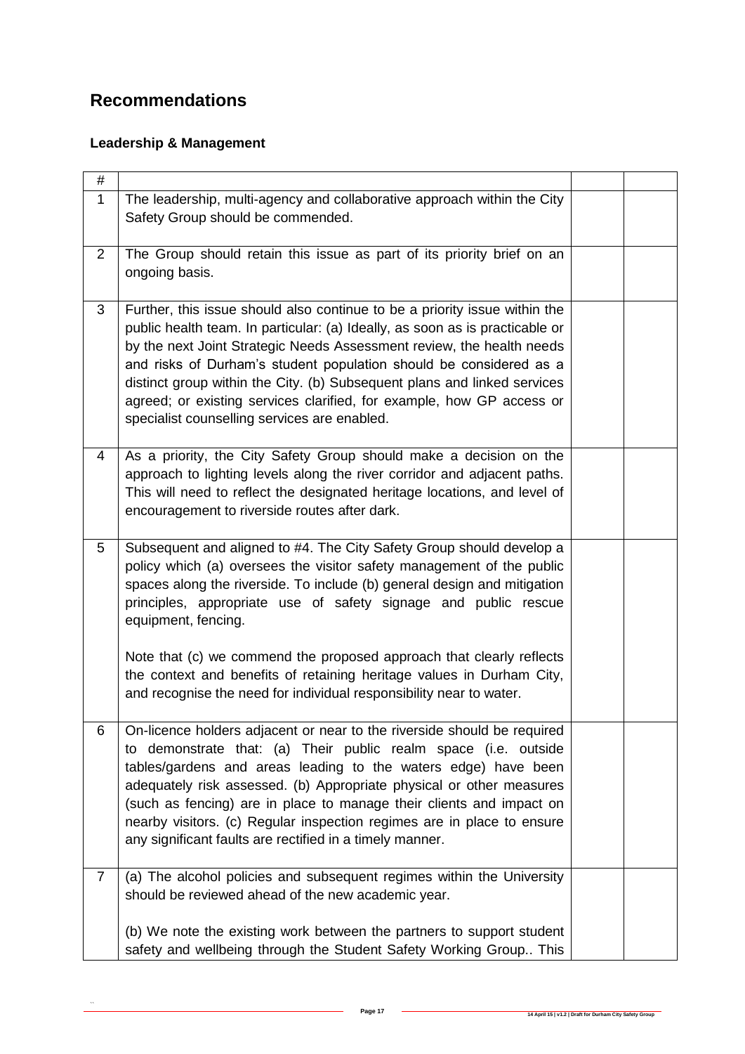## Recommendations

### Leadership & Management

| # | | | |
|---|---|---|---|
| 1 | The leadership, multi-agency and collaborative approach within the City Safety Group should be commended. | | |
| 2 | The Group should retain this issue as part of its priority brief on an ongoing basis. | | |
| 3 | Further, this issue should also continue to be a priority issue within the public health team. In particular: (a) Ideally, as soon as is practicable or by the next Joint Strategic Needs Assessment review, the health needs and risks of Durham's student population should be considered as a distinct group within the City. (b) Subsequent plans and linked services agreed; or existing services clarified, for example, how GP access or specialist counselling services are enabled. | | |
| 4 | As a priority, the City Safety Group should make a decision on the approach to lighting levels along the river corridor and adjacent paths. This will need to reflect the designated heritage locations, and level of encouragement to riverside routes after dark. | | |
| 5 | Subsequent and aligned to #4. The City Safety Group should develop a policy which (a) oversees the visitor safety management of the public spaces along the riverside. To include (b) general design and mitigation principles, appropriate use of safety signage and public rescue equipment, fencing.<br><br>Note that (c) we commend the proposed approach that clearly reflects the context and benefits of retaining heritage values in Durham City, and recognise the need for individual responsibility near to water. | | |
| 6 | On-licence holders adjacent or near to the riverside should be required to demonstrate that: (a) Their public realm space (i.e. outside tables/gardens and areas leading to the waters edge) have been adequately risk assessed. (b) Appropriate physical or other measures (such as fencing) are in place to manage their clients and impact on nearby visitors. (c) Regular inspection regimes are in place to ensure any significant faults are rectified in a timely manner. | | |
| 7 | (a) The alcohol policies and subsequent regimes within the University should be reviewed ahead of the new academic year.<br><br>(b) We note the existing work between the partners to support student safety and wellbeing through the Student Safety Working Group.. This | | |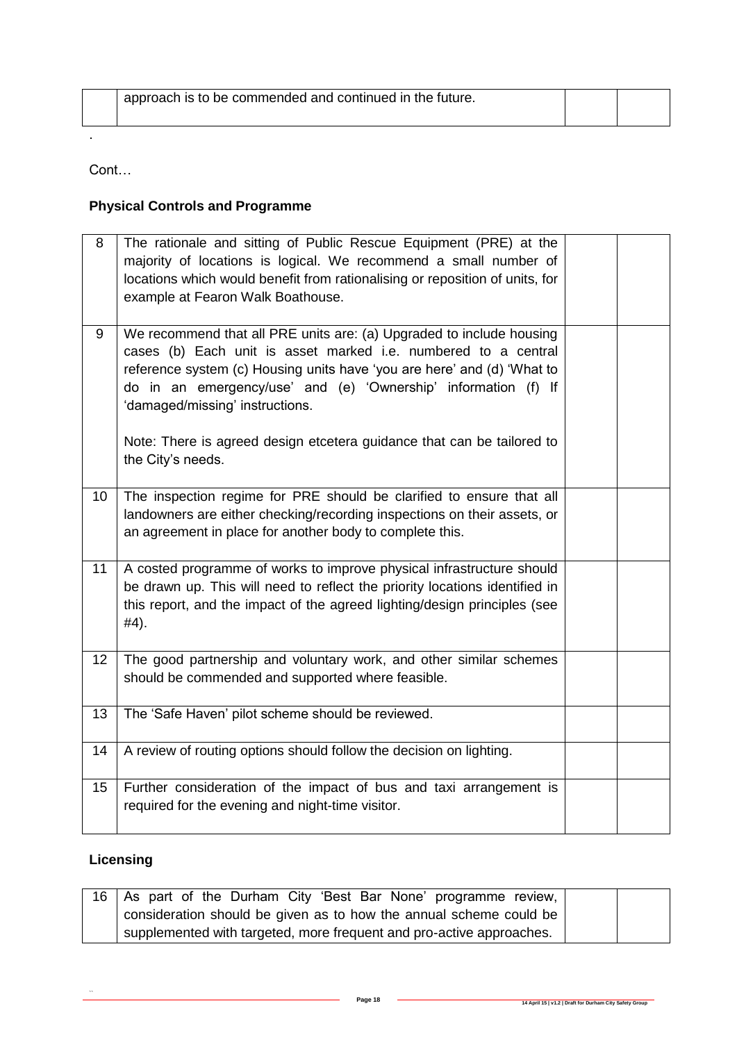| | approach is to be commended and continued in the future. | | |
|---|---|---|---|

.

Cont…

**Physical Controls and Programme**

| | | | |
|---|---|---|---|
| 8 | The rationale and sitting of Public Rescue Equipment (PRE) at the majority of locations is logical. We recommend a small number of locations which would benefit from rationalising or reposition of units, for example at Fearon Walk Boathouse. | | |
| 9 | We recommend that all PRE units are: (a) Upgraded to include housing cases (b) Each unit is asset marked i.e. numbered to a central reference system (c) Housing units have 'you are here' and (d) 'What to do in an emergency/use' and (e) 'Ownership' information (f) If 'damaged/missing' instructions.<br><br>Note: There is agreed design etcetera guidance that can be tailored to the City's needs. | | |
| 10 | The inspection regime for PRE should be clarified to ensure that all landowners are either checking/recording inspections on their assets, or an agreement in place for another body to complete this. | | |
| 11 | A costed programme of works to improve physical infrastructure should be drawn up. This will need to reflect the priority locations identified in this report, and the impact of the agreed lighting/design principles (see #4). | | |
| 12 | The good partnership and voluntary work, and other similar schemes should be commended and supported where feasible. | | |
| 13 | The 'Safe Haven' pilot scheme should be reviewed. | | |
| 14 | A review of routing options should follow the decision on lighting. | | |
| 15 | Further consideration of the impact of bus and taxi arrangement is required for the evening and night-time visitor. | | |

**Licensing**

| | | | |
|---|---|---|---|
| 16 | As part of the Durham City 'Best Bar None' programme review, consideration should be given as to how the annual scheme could be supplemented with targeted, more frequent and pro-active approaches. | | |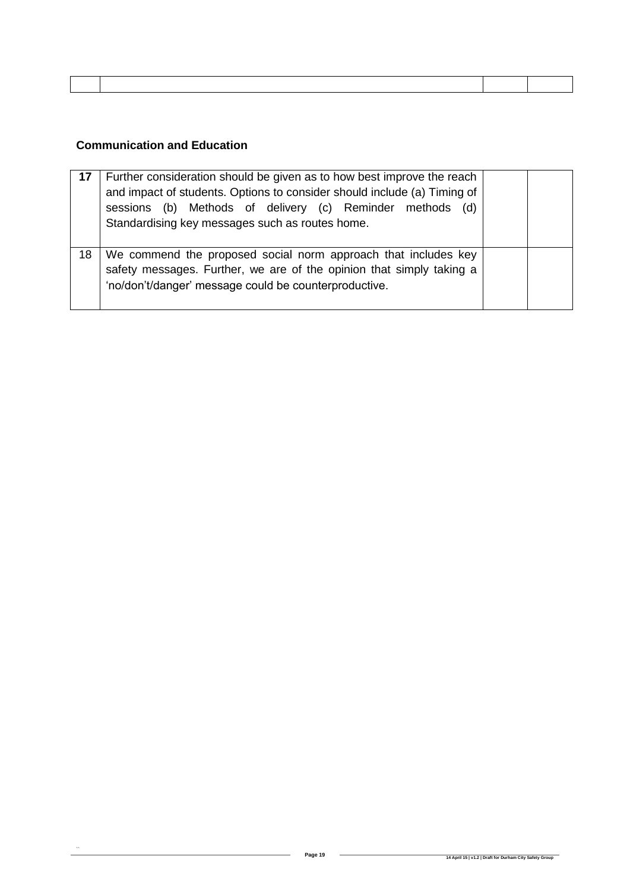| | | | |
|---|---|---|---|

**Communication and Education**

| | | | |
|---|---|---|---|
| **17** | Further consideration should be given as to how best improve the reach and impact of students. Options to consider should include (a) Timing of sessions (b) Methods of delivery (c) Reminder methods (d) Standardising key messages such as routes home. | | |
| 18 | We commend the proposed social norm approach that includes key safety messages. Further, we are of the opinion that simply taking a 'no/don't/danger' message could be counterproductive. | | |